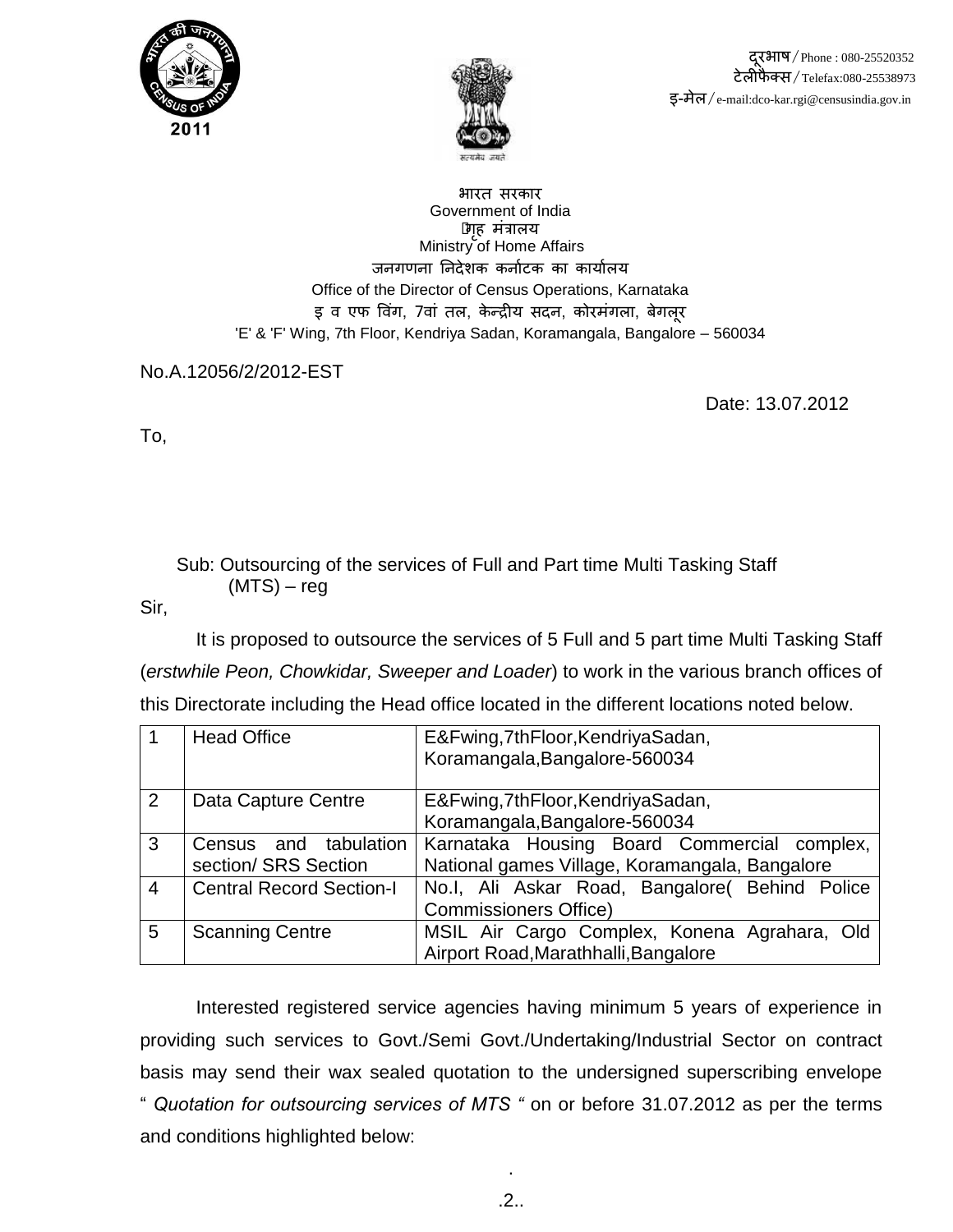दूरभाष/Phone : 080-25520352
टेलीफैक्स/Telefax:080-25538973
इ-मेल/e-mail:dco-kar.rgi@censusindia.gov.in

भारत सरकार
Government of India
गृह मंत्रालय
Ministry of Home Affairs
जनगणना निदेशक कर्नाटक का कार्यालय
Office of the Director of Census Operations, Karnataka
इ व एफ विंग, 7वां तल, केन्द्रीय सदन, कोरमंगला, बेंगलूर
'E' & 'F' Wing, 7th Floor, Kendriya Sadan, Koramangala, Bangalore – 560034

No.A.12056/2/2012-EST

Date: 13.07.2012

To,

Sub: Outsourcing of the services of Full and Part time Multi Tasking Staff (MTS) – reg

Sir,

It is proposed to outsource the services of 5 Full and 5 part time Multi Tasking Staff (*erstwhile Peon, Chowkidar, Sweeper and Loader*) to work in the various branch offices of this Directorate including the Head office located in the different locations noted below.

| 1 | Head Office | E&Fwing,7thFloor,KendriyaSadan, Koramangala,Bangalore-560034 |
|---|---|---|
| 2 | Data Capture Centre | E&Fwing,7thFloor,KendriyaSadan, Koramangala,Bangalore-560034 |
| 3 | Census and tabulation section/ SRS Section | Karnataka Housing Board Commercial complex, National games Village, Koramangala, Bangalore |
| 4 | Central Record Section-I | No.I, Ali Askar Road, Bangalore( Behind Police Commissioners Office) |
| 5 | Scanning Centre | MSIL Air Cargo Complex, Konena Agrahara, Old Airport Road,Marathhalli,Bangalore |

Interested registered service agencies having minimum 5 years of experience in providing such services to Govt./Semi Govt./Undertaking/Industrial Sector on contract basis may send their wax sealed quotation to the undersigned superscribing envelope " *Quotation for outsourcing services of MTS* " on or before 31.07.2012 as per the terms and conditions highlighted below:

..2..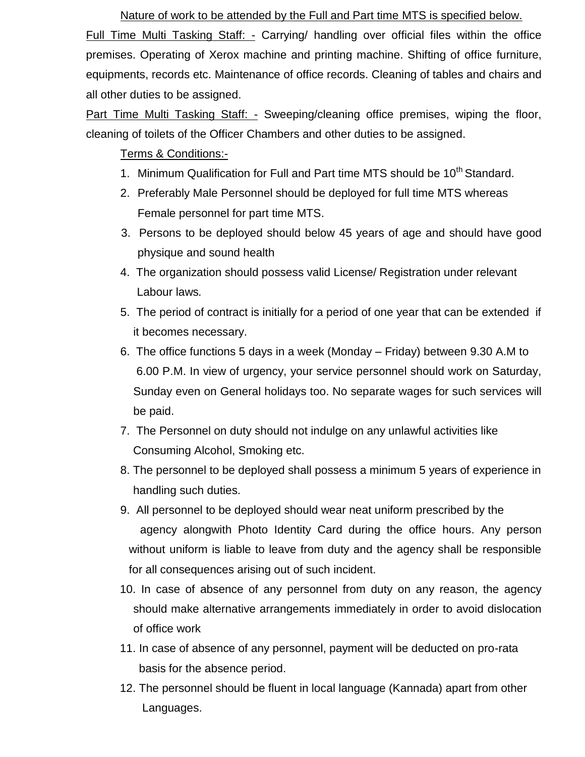Nature of work to be attended by the Full and Part time MTS is specified below.

Full Time Multi Tasking Staff: - Carrying/ handling over official files within the office premises. Operating of Xerox machine and printing machine. Shifting of office furniture, equipments, records etc. Maintenance of office records. Cleaning of tables and chairs and all other duties to be assigned.

Part Time Multi Tasking Staff: - Sweeping/cleaning office premises, wiping the floor, cleaning of toilets of the Officer Chambers and other duties to be assigned.

Terms & Conditions:-

1. Minimum Qualification for Full and Part time MTS should be 10th Standard.
2. Preferably Male Personnel should be deployed for full time MTS whereas Female personnel for part time MTS.
3. Persons to be deployed should below 45 years of age and should have good physique and sound health
4. The organization should possess valid License/ Registration under relevant Labour laws.
5. The period of contract is initially for a period of one year that can be extended if it becomes necessary.
6. The office functions 5 days in a week (Monday – Friday) between 9.30 A.M to 6.00 P.M. In view of urgency, your service personnel should work on Saturday, Sunday even on General holidays too. No separate wages for such services will be paid.
7. The Personnel on duty should not indulge on any unlawful activities like Consuming Alcohol, Smoking etc.
8. The personnel to be deployed shall possess a minimum 5 years of experience in handling such duties.
9. All personnel to be deployed should wear neat uniform prescribed by the agency alongwith Photo Identity Card during the office hours. Any person without uniform is liable to leave from duty and the agency shall be responsible for all consequences arising out of such incident.
10. In case of absence of any personnel from duty on any reason, the agency should make alternative arrangements immediately in order to avoid dislocation of office work
11. In case of absence of any personnel, payment will be deducted on pro-rata basis for the absence period.
12. The personnel should be fluent in local language (Kannada) apart from other Languages.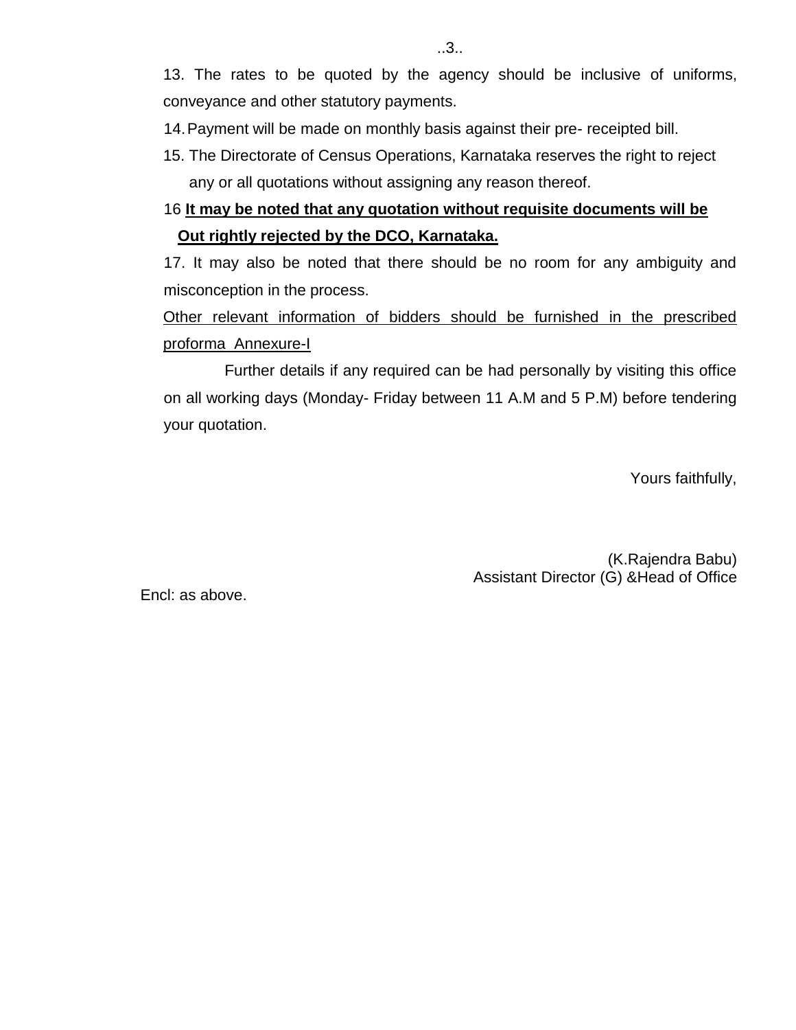13. The rates to be quoted by the agency should be inclusive of uniforms, conveyance and other statutory payments.

14. Payment will be made on monthly basis against their pre- receipted bill.

15. The Directorate of Census Operations, Karnataka reserves the right to reject any or all quotations without assigning any reason thereof.

16 **It may be noted that any quotation without requisite documents will be Out rightly rejected by the DCO, Karnataka.**

17. It may also be noted that there should be no room for any ambiguity and misconception in the process.

Other relevant information of bidders should be furnished in the prescribed proforma Annexure-I

Further details if any required can be had personally by visiting this office on all working days (Monday- Friday between 11 A.M and 5 P.M) before tendering your quotation.

Yours faithfully,

(K.Rajendra Babu)
Assistant Director (G) &Head of Office

Encl: as above.